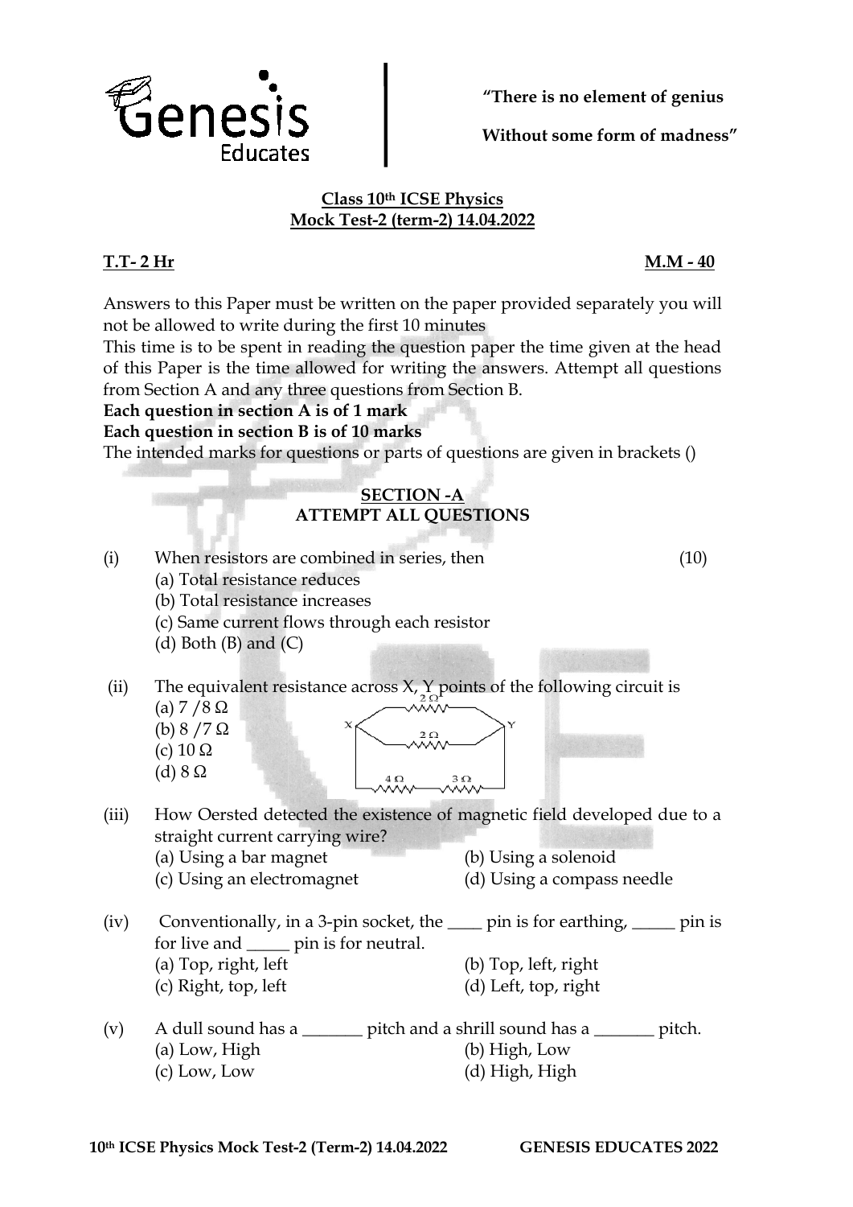**"There is no element of genius**

**Without some form of madness"**

## Class 10th ICSE Physics
## Mock Test-2 (term-2) 14.04.2022

**T.T- 2 Hr** **M.M - 40**

Answers to this Paper must be written on the paper provided separately you will not be allowed to write during the first 10 minutes

This time is to be spent in reading the question paper the time given at the head of this Paper is the time allowed for writing the answers. Attempt all questions from Section A and any three questions from Section B.

**Each question in section A is of 1 mark**

**Each question in section B is of 10 marks**

The intended marks for questions or parts of questions are given in brackets ()

### SECTION -A
### ATTEMPT ALL QUESTIONS

(i) When resistors are combined in series, then (10)

(a) Total resistance reduces

(b) Total resistance increases

(c) Same current flows through each resistor

(d) Both (B) and (C)

(ii) The equivalent resistance across X, Y points of the following circuit is

(a) 7 /8 Ω

(b) 8 /7 Ω

(c) 10 Ω

(d) 8 Ω

(iii) How Oersted detected the existence of magnetic field developed due to a straight current carrying wire?

(a) Using a bar magnet (b) Using a solenoid

(c) Using an electromagnet (d) Using a compass needle

(iv) Conventionally, in a 3-pin socket, the ____ pin is for earthing, _____ pin is for live and _____ pin is for neutral.

(a) Top, right, left (b) Top, left, right

(c) Right, top, left (d) Left, top, right

(v) A dull sound has a _______ pitch and a shrill sound has a _______ pitch.

(a) Low, High (b) High, Low

(c) Low, Low (d) High, High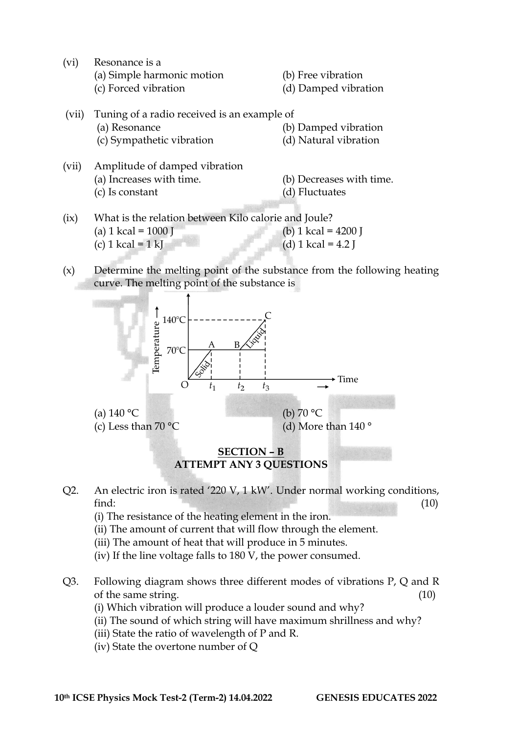(vi) Resonance is a

(a) Simple harmonic motion (b) Free vibration
(c) Forced vibration (d) Damped vibration

(vii) Tuning of a radio received is an example of

(a) Resonance (b) Damped vibration
(c) Sympathetic vibration (d) Natural vibration

(vii) Amplitude of damped vibration

(a) Increases with time. (b) Decreases with time.
(c) Is constant (d) Fluctuates

(ix) What is the relation between Kilo calorie and Joule?

(a) 1 kcal = 1000 J (b) 1 kcal = 4200 J
(c) 1 kcal = 1 kJ (d) 1 kcal = 4.2 J

(x) Determine the melting point of the substance from the following heating curve. The melting point of the substance is

(a) 140 °C (b) 70 °C
(c) Less than 70 °C (d) More than 140 °

## SECTION – B
### ATTEMPT ANY 3 QUESTIONS

Q2. An electric iron is rated '220 V, 1 kW'. Under normal working conditions, find: (10)

(i) The resistance of the heating element in the iron.
(ii) The amount of current that will flow through the element.
(iii) The amount of heat that will produce in 5 minutes.
(iv) If the line voltage falls to 180 V, the power consumed.

Q3. Following diagram shows three different modes of vibrations P, Q and R of the same string. (10)

(i) Which vibration will produce a louder sound and why?
(ii) The sound of which string will have maximum shrillness and why?
(iii) State the ratio of wavelength of P and R.
(iv) State the overtone number of Q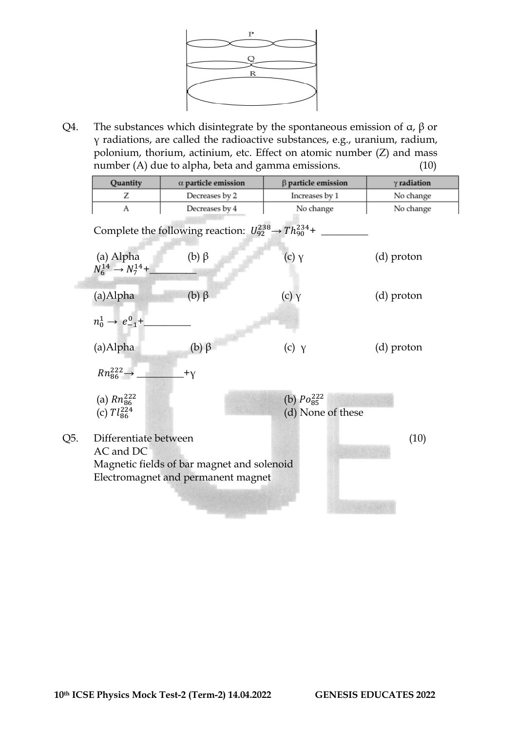P

Q

R

Q4. The substances which disintegrate by the spontaneous emission of α, β or γ radiations, are called the radioactive substances, e.g., uranium, radium, polonium, thorium, actinium, etc. Effect on atomic number (Z) and mass number (A) due to alpha, beta and gamma emissions. (10)

| Quantity | α particle emission | β particle emission | γ radiation |
|---|---|---|---|
| Z | Decreases by 2 | Increases by 1 | No change |
| A | Decreases by 4 | No change | No change |

Complete the following reaction: $U_{92}^{238} \rightarrow Th_{90}^{234} +$ __________

(a) Alpha (b) β (c) γ (d) proton

$N_{6}^{14} \rightarrow N_{7}^{14} +$__________

(a) Alpha (b) β (c) γ (d) proton

$n_{0}^{1} \rightarrow e_{-1}^{0} +$__________

(a) Alpha (b) β (c) γ (d) proton

$Rn_{86}^{222} \rightarrow$ __________ $+\gamma$

(a) $Rn_{86}^{222}$ (b) $Po_{85}^{222}$
(c) $Tl_{86}^{224}$ (d) None of these

Q5. Differentiate between (10)

AC and DC

Magnetic fields of bar magnet and solenoid

Electromagnet and permanent magnet